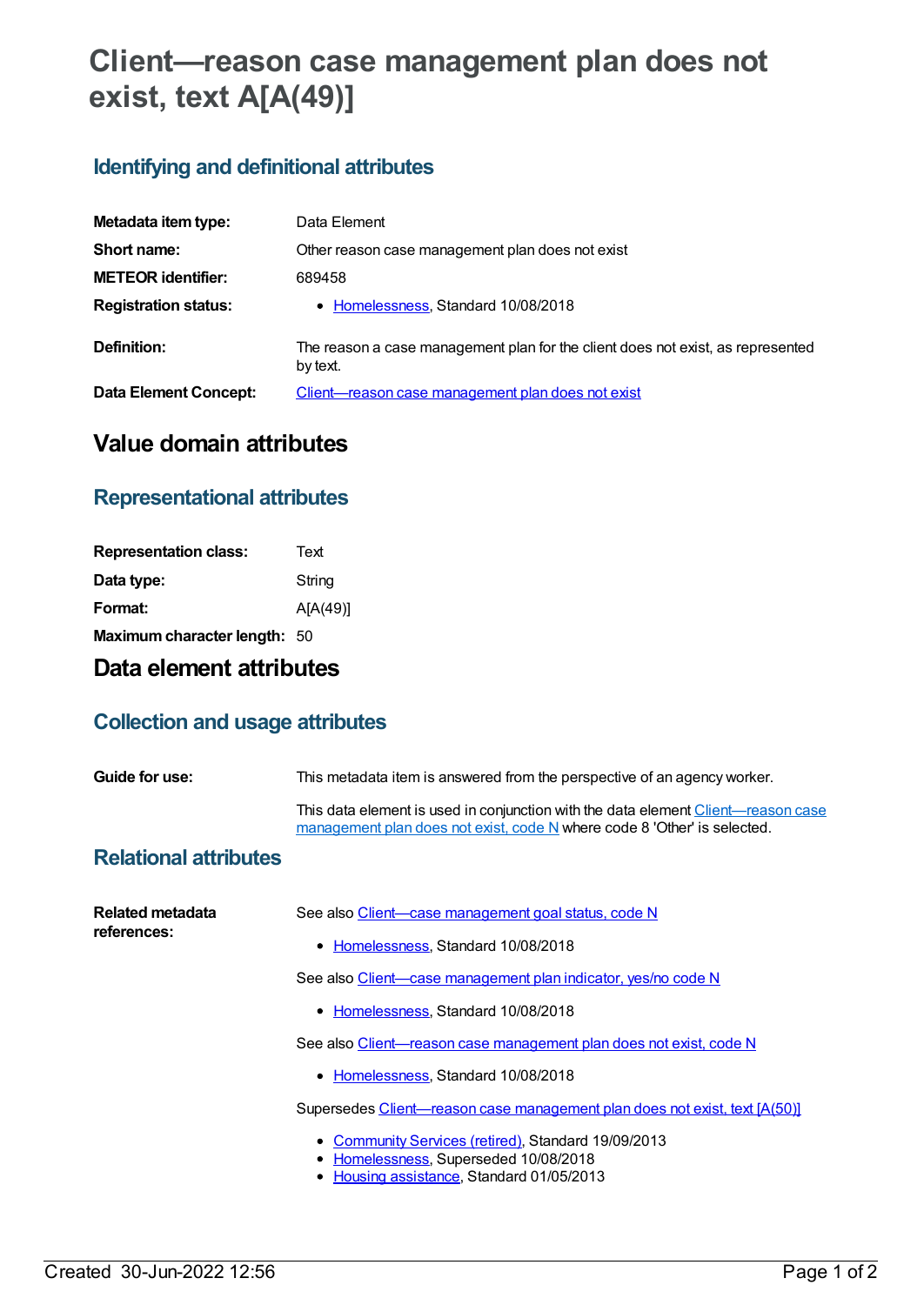# Client—reason case management plan does not exist, text A[A(49)]

## Identifying and definitional attributes

| | |
|---|---|
| **Metadata item type:** | Data Element |
| **Short name:** | Other reason case management plan does not exist |
| **METEOR identifier:** | 689458 |
| **Registration status:** | • Homelessness, Standard 10/08/2018 |
| **Definition:** | The reason a case management plan for the client does not exist, as represented by text. |
| **Data Element Concept:** | Client—reason case management plan does not exist |

# Value domain attributes

## Representational attributes

| | |
|---|---|
| **Representation class:** | Text |
| **Data type:** | String |
| **Format:** | A[A(49)] |
| **Maximum character length:** | 50 |

# Data element attributes

## Collection and usage attributes

**Guide for use:**

This metadata item is answered from the perspective of an agency worker.

This data element is used in conjunction with the data element Client—reason case management plan does not exist, code N where code 8 'Other' is selected.

## Relational attributes

**Related metadata references:**

See also Client—case management goal status, code N

- Homelessness, Standard 10/08/2018

See also Client—case management plan indicator, yes/no code N

- Homelessness, Standard 10/08/2018

See also Client—reason case management plan does not exist, code N

- Homelessness, Standard 10/08/2018

Supersedes Client—reason case management plan does not exist, text [A(50)]

- Community Services (retired), Standard 19/09/2013
- Homelessness, Superseded 10/08/2018
- Housing assistance, Standard 01/05/2013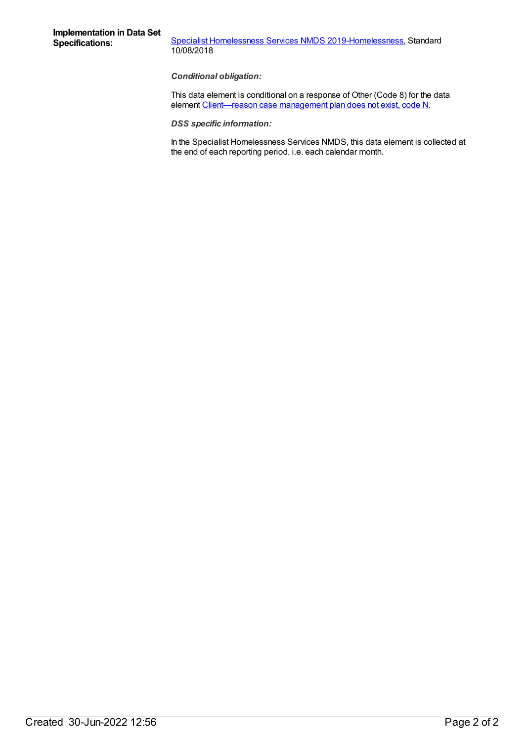**Implementation in Data Set Specifications:**

Specialist Homelessness Services NMDS 2019-Homelessness, Standard 10/08/2018

*Conditional obligation:*

This data element is conditional on a response of Other (Code 8) for the data element Client—reason case management plan does not exist, code N.

*DSS specific information:*

In the Specialist Homelessness Services NMDS, this data element is collected at the end of each reporting period, i.e. each calendar month.